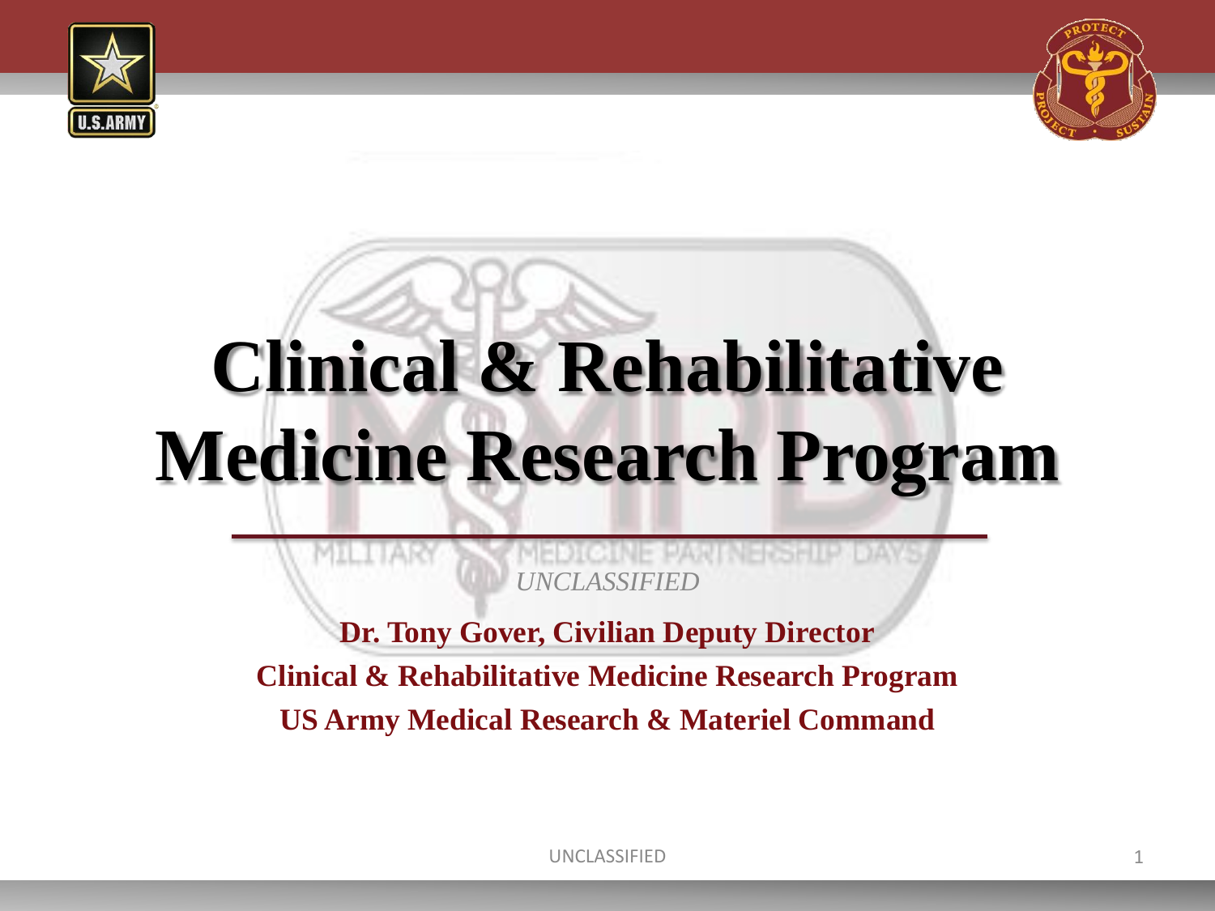# Clinical & Rehabilitative Medicine Research Program

*UNCLASSIFIED*

**Dr. Tony Gover, Civilian Deputy Director**

**Clinical & Rehabilitative Medicine Research Program**

**US Army Medical Research & Materiel Command**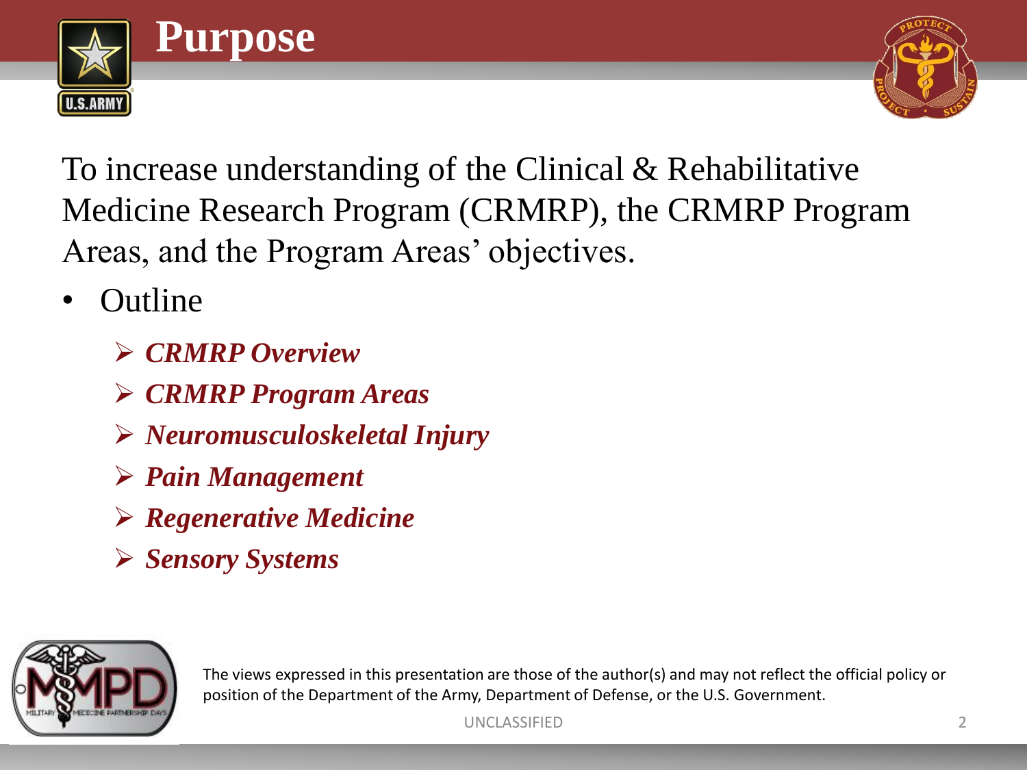# Purpose

To increase understanding of the Clinical & Rehabilitative Medicine Research Program (CRMRP), the CRMRP Program Areas, and the Program Areas' objectives.

- Outline
  - ***CRMRP Overview***
  - ***CRMRP Program Areas***
  - ***Neuromusculoskeletal Injury***
  - ***Pain Management***
  - ***Regenerative Medicine***
  - ***Sensory Systems***

The views expressed in this presentation are those of the author(s) and may not reflect the official policy or position of the Department of the Army, Department of Defense, or the U.S. Government.

UNCLASSIFIED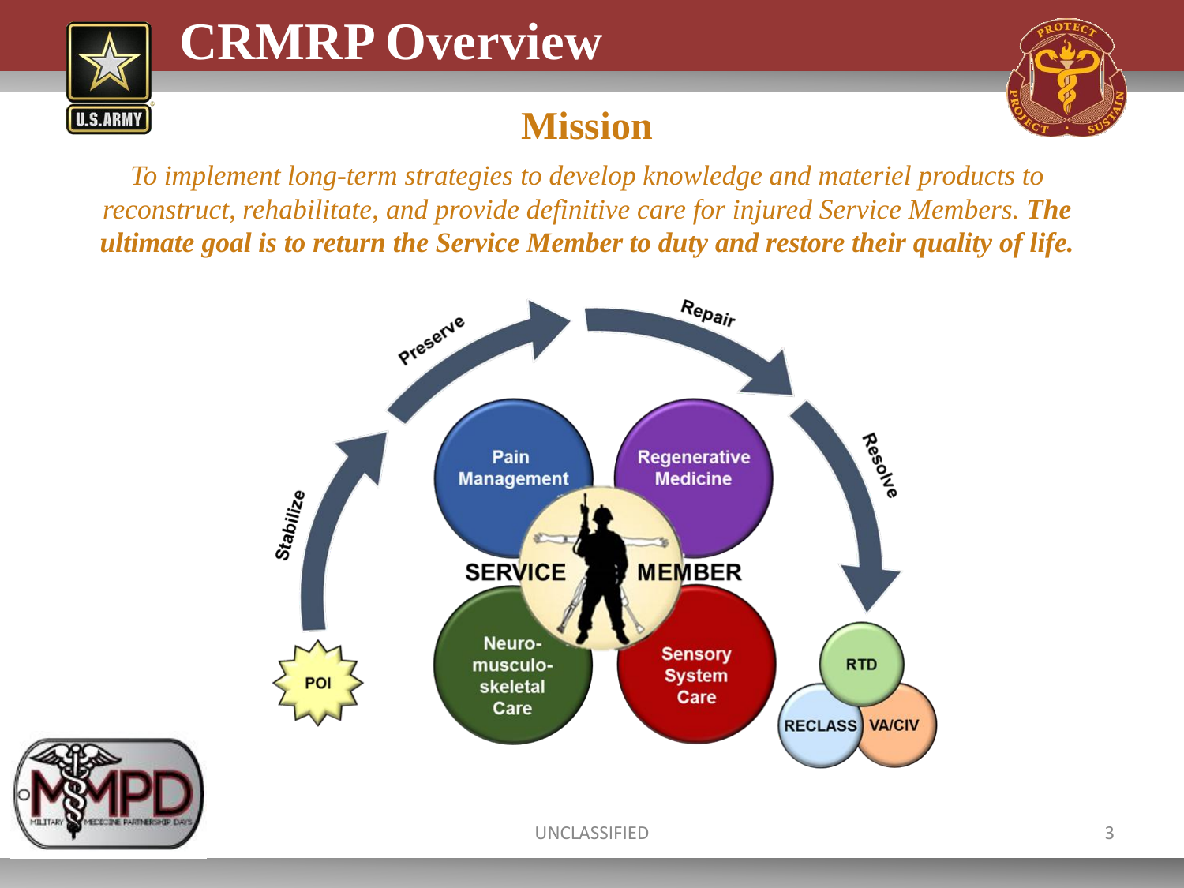# CRMRP Overview

## Mission

*To implement long-term strategies to develop knowledge and materiel products to reconstruct, rehabilitate, and provide definitive care for injured Service Members. **The ultimate goal is to return the Service Member to duty and restore their quality of life.***

POI → Stabilize → Preserve → Repair → Resolve → RTD / RECLASS / VA/CIV

SERVICE MEMBER

- Pain Management
- Regenerative Medicine
- Neuro-musculo-skeletal Care
- Sensory System Care

UNCLASSIFIED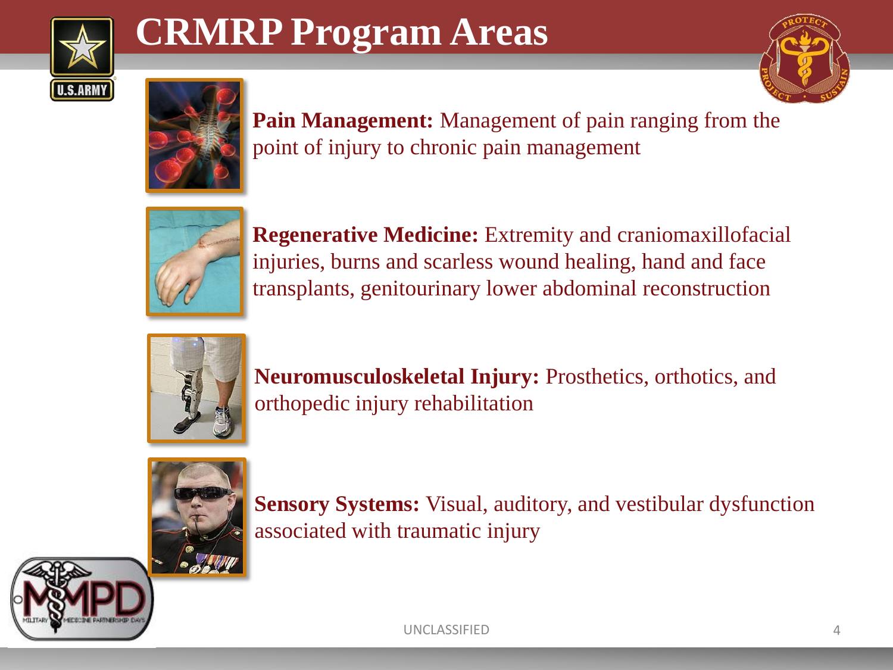# CRMRP Program Areas

**Pain Management:** Management of pain ranging from the point of injury to chronic pain management

**Regenerative Medicine:** Extremity and craniomaxillofacial injuries, burns and scarless wound healing, hand and face transplants, genitourinary lower abdominal reconstruction

**Neuromusculoskeletal Injury:** Prosthetics, orthotics, and orthopedic injury rehabilitation

**Sensory Systems:** Visual, auditory, and vestibular dysfunction associated with traumatic injury

UNCLASSIFIED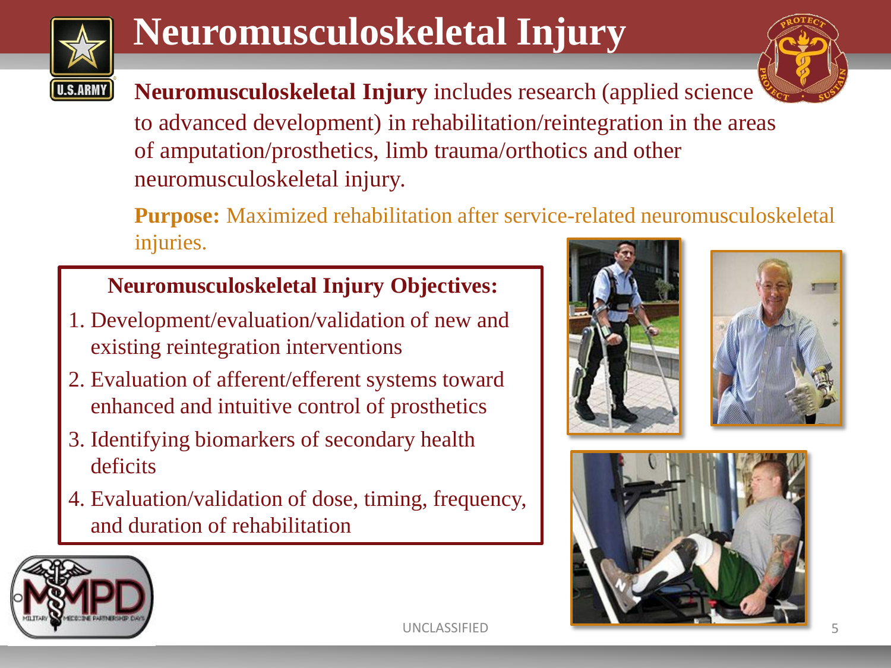# Neuromusculoskeletal Injury

**Neuromusculoskeletal Injury** includes research (applied science to advanced development) in rehabilitation/reintegration in the areas of amputation/prosthetics, limb trauma/orthotics and other neuromusculoskeletal injury.

**Purpose:** Maximized rehabilitation after service-related neuromusculoskeletal injuries.

**Neuromusculoskeletal Injury Objectives:**

1. Development/evaluation/validation of new and existing reintegration interventions
2. Evaluation of afferent/efferent systems toward enhanced and intuitive control of prosthetics
3. Identifying biomarkers of secondary health deficits
4. Evaluation/validation of dose, timing, frequency, and duration of rehabilitation

UNCLASSIFIED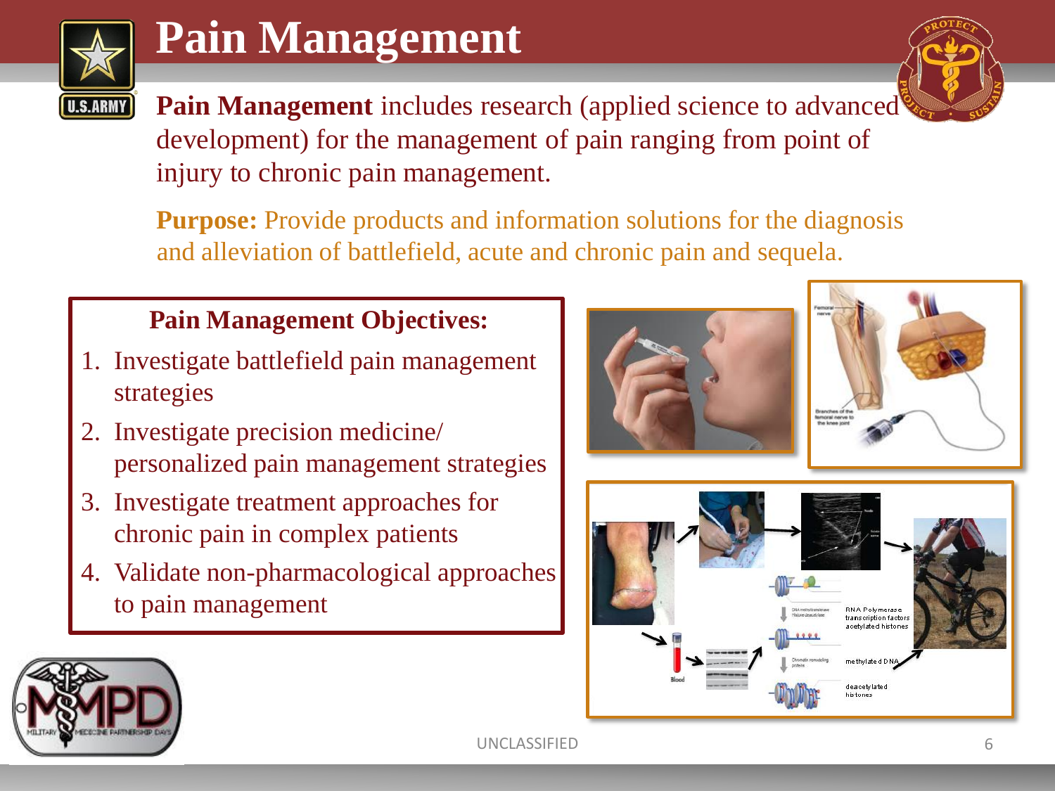# Pain Management

**Pain Management** includes research (applied science to advanced development) for the management of pain ranging from point of injury to chronic pain management.

**Purpose:** Provide products and information solutions for the diagnosis and alleviation of battlefield, acute and chronic pain and sequela.

**Pain Management Objectives:**

1. Investigate battlefield pain management strategies
2. Investigate precision medicine/ personalized pain management strategies
3. Investigate treatment approaches for chronic pain in complex patients
4. Validate non-pharmacological approaches to pain management

UNCLASSIFIED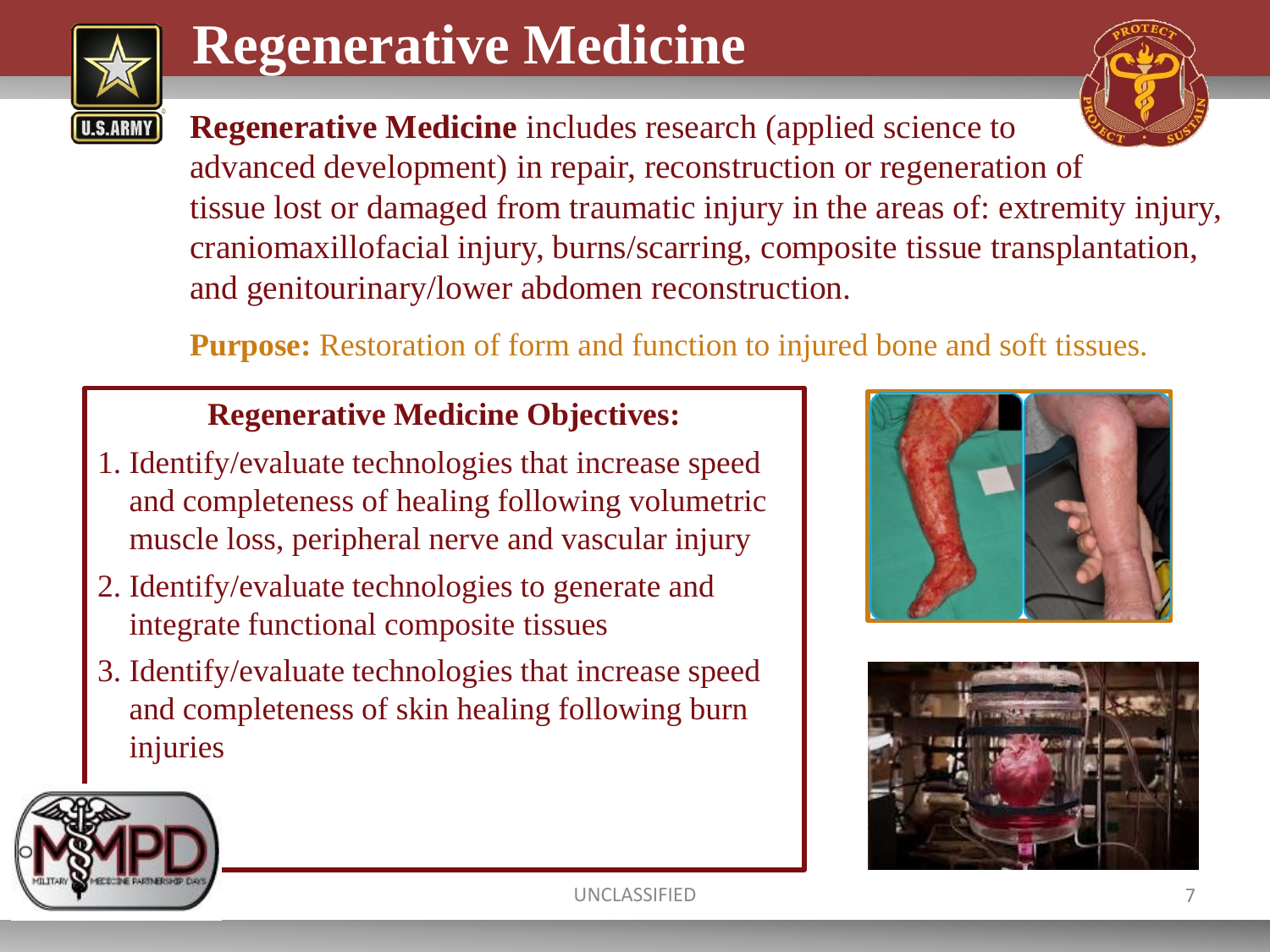# Regenerative Medicine

**Regenerative Medicine** includes research (applied science to advanced development) in repair, reconstruction or regeneration of tissue lost or damaged from traumatic injury in the areas of: extremity injury, craniomaxillofacial injury, burns/scarring, composite tissue transplantation, and genitourinary/lower abdomen reconstruction.

**Purpose:** Restoration of form and function to injured bone and soft tissues.

## Regenerative Medicine Objectives:

1. Identify/evaluate technologies that increase speed and completeness of healing following volumetric muscle loss, peripheral nerve and vascular injury
2. Identify/evaluate technologies to generate and integrate functional composite tissues
3. Identify/evaluate technologies that increase speed and completeness of skin healing following burn injuries

UNCLASSIFIED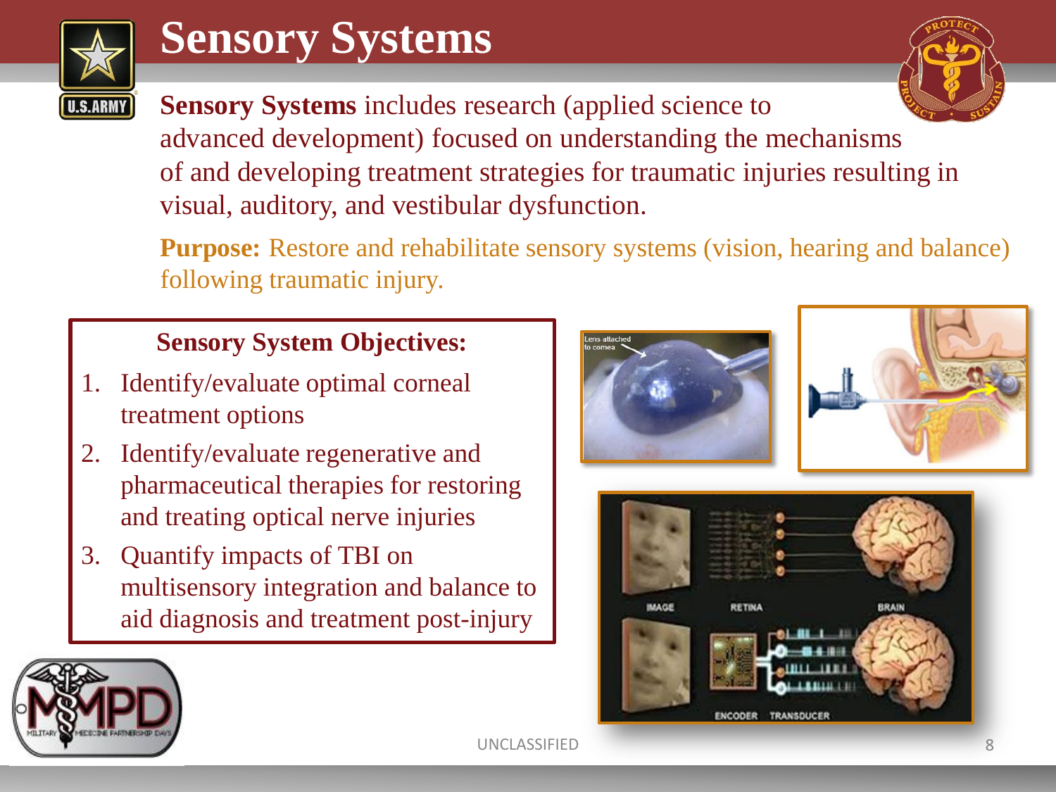# Sensory Systems

**Sensory Systems** includes research (applied science to advanced development) focused on understanding the mechanisms of and developing treatment strategies for traumatic injuries resulting in visual, auditory, and vestibular dysfunction.

**Purpose:** Restore and rehabilitate sensory systems (vision, hearing and balance) following traumatic injury.

### Sensory System Objectives:

1. Identify/evaluate optimal corneal treatment options
2. Identify/evaluate regenerative and pharmaceutical therapies for restoring and treating optical nerve injuries
3. Quantify impacts of TBI on multisensory integration and balance to aid diagnosis and treatment post-injury

UNCLASSIFIED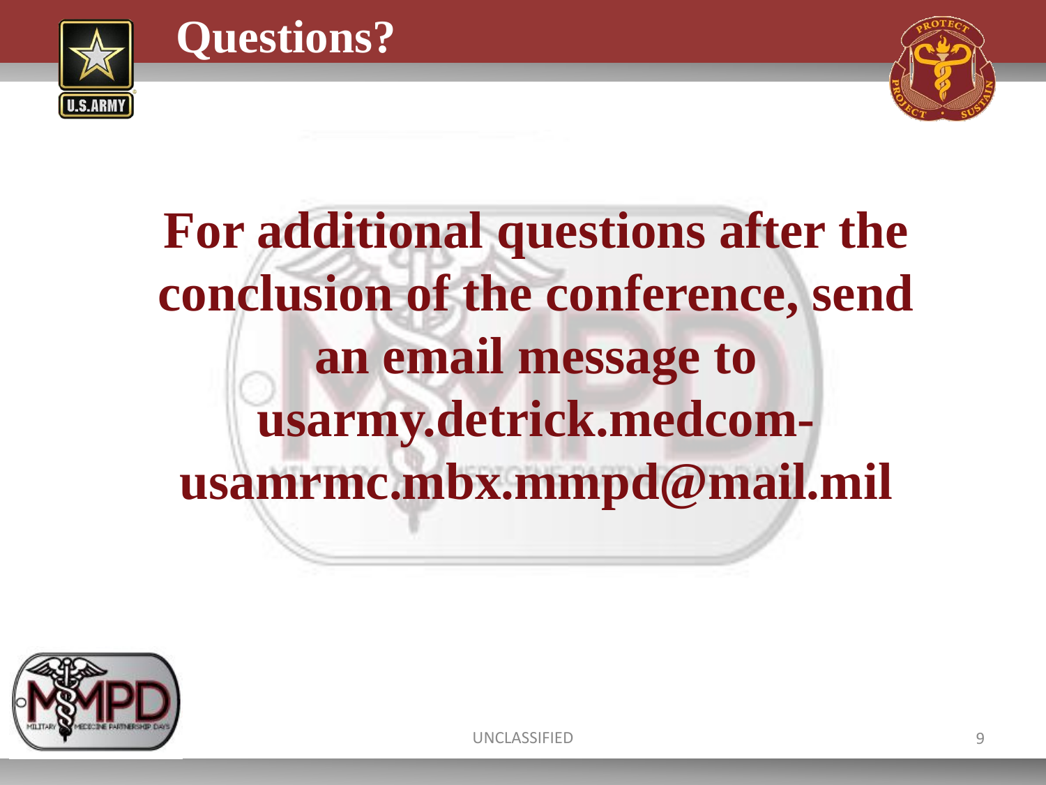# Questions?

**For additional questions after the conclusion of the conference, send an email message to usarmy.detrick.medcom-usamrmc.mbx.mmpd@mail.mil**

UNCLASSIFIED